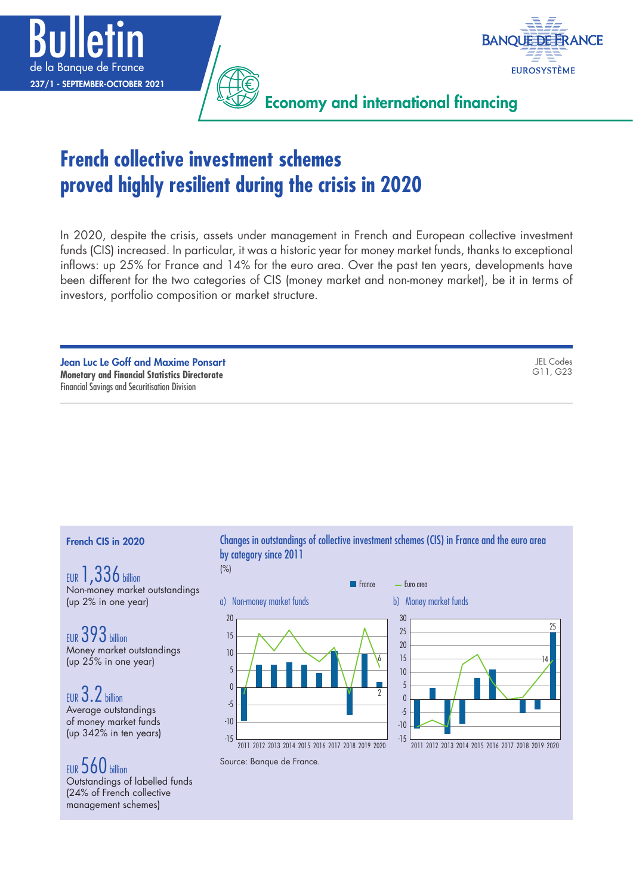Bulletin de la Banque de France
237/1 - SEPTEMBER-OCTOBER 2021

Economy and international financing

# French collective investment schemes proved highly resilient during the crisis in 2020

In 2020, despite the crisis, assets under management in French and European collective investment funds (CIS) increased. In particular, it was a historic year for money market funds, thanks to exceptional inflows: up 25% for France and 14% for the euro area. Over the past ten years, developments have been different for the two categories of CIS (money market and non-money market), be it in terms of investors, portfolio composition or market structure.

**Jean Luc Le Goff and Maxime Ponsart**
**Monetary and Financial Statistics Directorate**
Financial Savings and Securitisation Division

JEL Codes
G11, G23

### French CIS in 2020

EUR 1,336 billion
Non-money market outstandings (up 2% in one year)

EUR 393 billion
Money market outstandings (up 25% in one year)

EUR 3.2 billion
Average outstandings of money market funds (up 342% in ten years)

EUR 560 billion
Outstandings of labelled funds (24% of French collective management schemes)

Changes in outstandings of collective investment schemes (CIS) in France and the euro area by category since 2011
(%)

a) Non-money market funds

b) Money market funds

Source: Banque de France.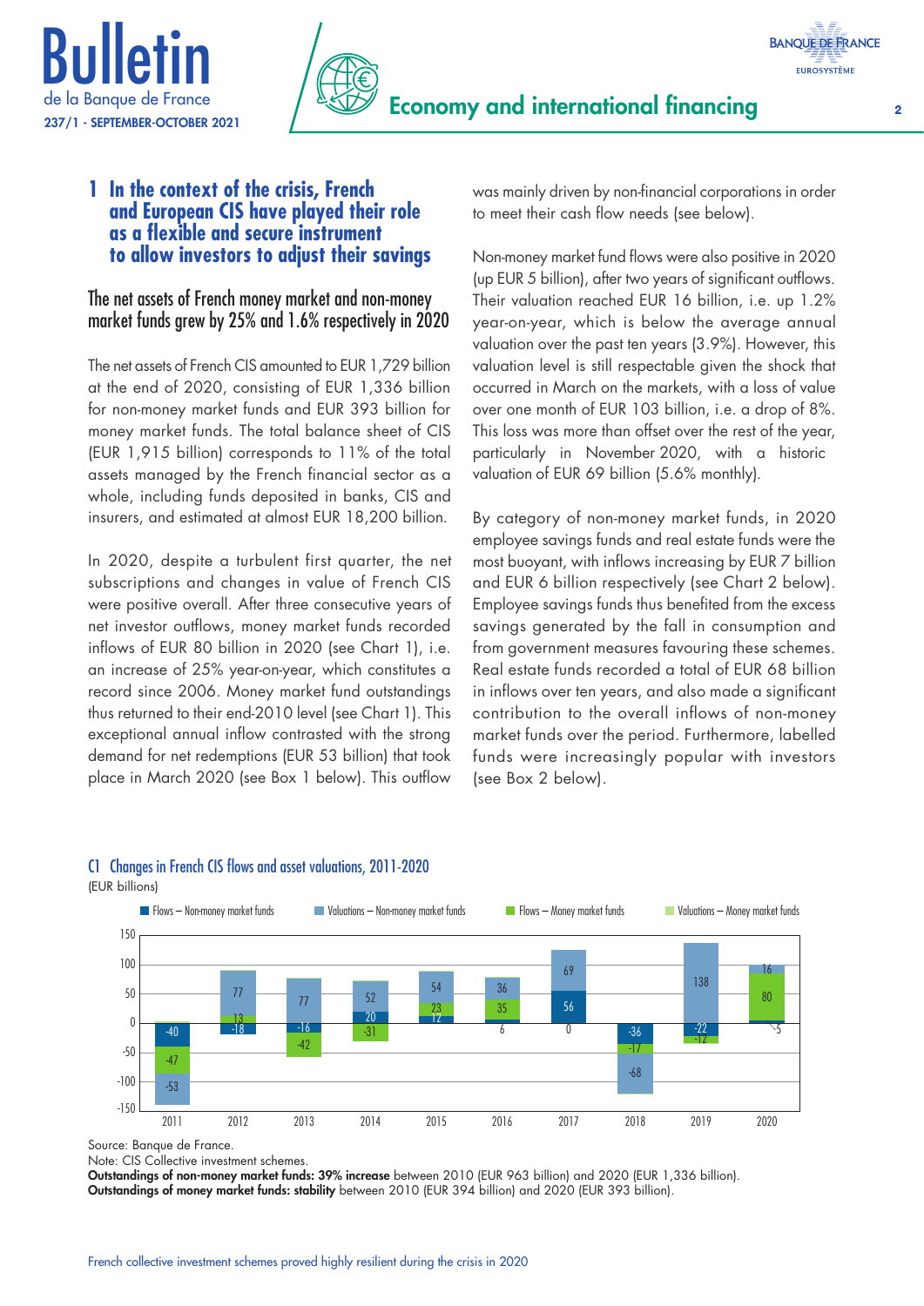## 1 In the context of the crisis, French and European CIS have played their role as a flexible and secure instrument to allow investors to adjust their savings

### The net assets of French money market and non-money market funds grew by 25% and 1.6% respectively in 2020

The net assets of French CIS amounted to EUR 1,729 billion at the end of 2020, consisting of EUR 1,336 billion for non-money market funds and EUR 393 billion for money market funds. The total balance sheet of CIS (EUR 1,915 billion) corresponds to 11% of the total assets managed by the French financial sector as a whole, including funds deposited in banks, CIS and insurers, and estimated at almost EUR 18,200 billion.

In 2020, despite a turbulent first quarter, the net subscriptions and changes in value of French CIS were positive overall. After three consecutive years of net investor outflows, money market funds recorded inflows of EUR 80 billion in 2020 (see Chart 1), i.e. an increase of 25% year-on-year, which constitutes a record since 2006. Money market fund outstandings thus returned to their end-2010 level (see Chart 1). This exceptional annual inflow contrasted with the strong demand for net redemptions (EUR 53 billion) that took place in March 2020 (see Box 1 below). This outflow was mainly driven by non-financial corporations in order to meet their cash flow needs (see below).

Non-money market fund flows were also positive in 2020 (up EUR 5 billion), after two years of significant outflows. Their valuation reached EUR 16 billion, i.e. up 1.2% year-on-year, which is below the average annual valuation over the past ten years (3.9%). However, this valuation level is still respectable given the shock that occurred in March on the markets, with a loss of value over one month of EUR 103 billion, i.e. a drop of 8%. This loss was more than offset over the rest of the year, particularly in November 2020, with a historic valuation of EUR 69 billion (5.6% monthly).

By category of non-money market funds, in 2020 employee savings funds and real estate funds were the most buoyant, with inflows increasing by EUR 7 billion and EUR 6 billion respectively (see Chart 2 below). Employee savings funds thus benefited from the excess savings generated by the fall in consumption and from government measures favouring these schemes. Real estate funds recorded a total of EUR 68 billion in inflows over ten years, and also made a significant contribution to the overall inflows of non-money market funds over the period. Furthermore, labelled funds were increasingly popular with investors (see Box 2 below).

**C1 Changes in French CIS flows and asset valuations, 2011-2020**
(EUR billions)

| Year | Flows – Non-money market funds | Valuations – Non-money market funds | Flows – Money market funds | Valuations – Money market funds |
|---|---|---|---|---|
| 2011 | -40 | -53 | -47 | |
| 2012 | -18 | 77 | 13 | |
| 2013 | -16 | 77 | -42 | |
| 2014 | 20 | 52 | -31 | |
| 2015 | 12 | 54 | 23 | |
| 2016 | 6 | 36 | 35 | |
| 2017 | 56 | 69 | 0 | |
| 2018 | -36 | -68 | -17 | |
| 2019 | -22 | 138 | -12 | |
| 2020 | 5 | 16 | 80 | |

Source: Banque de France.
Note: CIS Collective investment schemes.
**Outstandings of non-money market funds: 39% increase** between 2010 (EUR 963 billion) and 2020 (EUR 1,336 billion).
**Outstandings of money market funds: stability** between 2010 (EUR 394 billion) and 2020 (EUR 393 billion).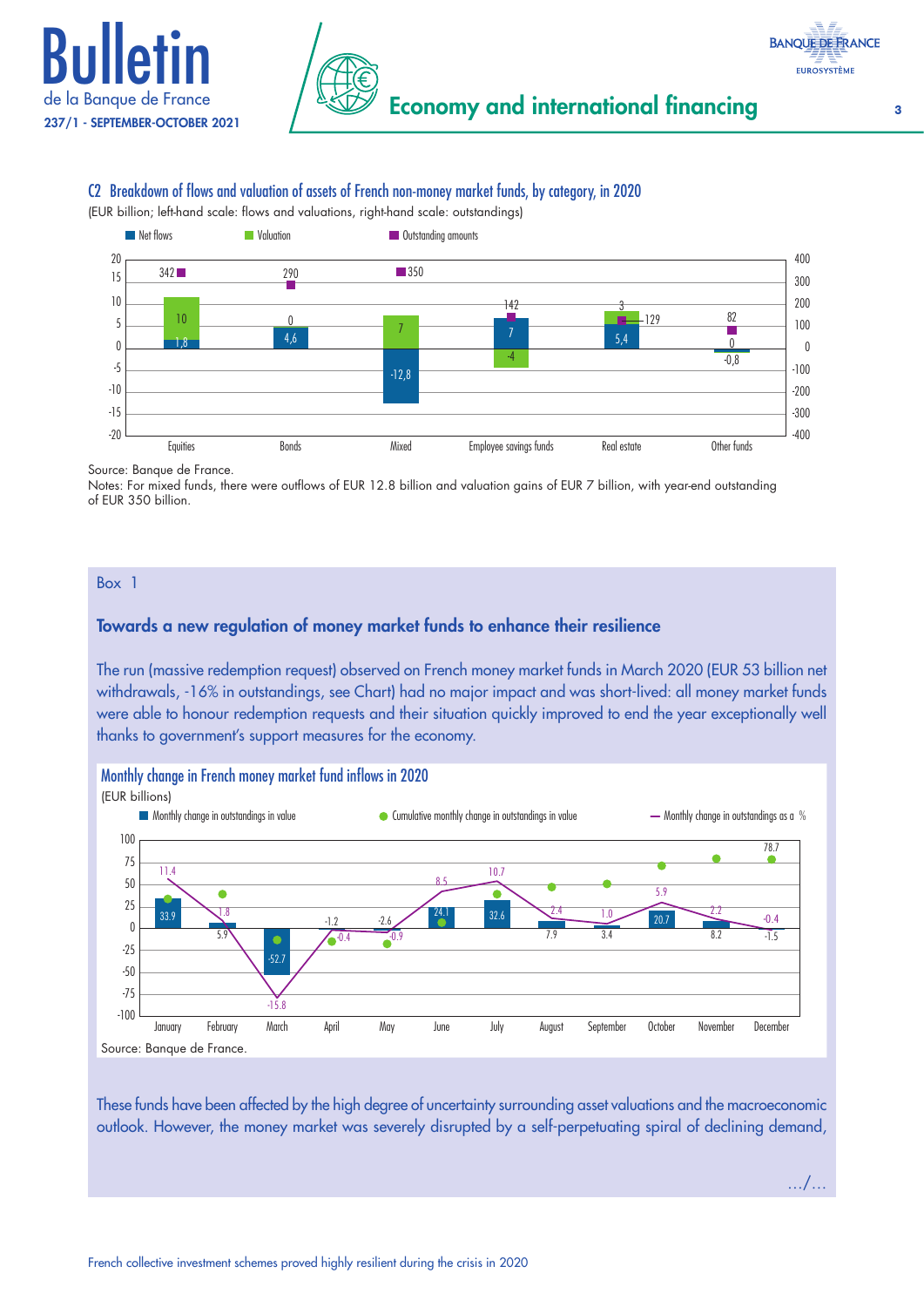### C2 Breakdown of flows and valuation of assets of French non-money market funds, by category, in 2020

(EUR billion; left-hand scale: flows and valuations, right-hand scale: outstandings)

| | Net flows | Valuation | Outstanding amounts |
|---|---|---|---|
| Equities | 1,8 | 10 | 342 |
| Bonds | 4,6 | 0 | 290 |
| Mixed | -12,8 | 7 | 350 |
| Employee savings funds | 7 | -4 | 142 |
| Real estate | 5,4 | 3 | 129 |
| Other funds | -0,8 | 0 | 82 |

Source: Banque de France.
Notes: For mixed funds, there were outflows of EUR 12.8 billion and valuation gains of EUR 7 billion, with year-end outstanding of EUR 350 billion.

## Box 1

### Towards a new regulation of money market funds to enhance their resilience

The run (massive redemption request) observed on French money market funds in March 2020 (EUR 53 billion net withdrawals, -16% in outstandings, see Chart) had no major impact and was short-lived: all money market funds were able to honour redemption requests and their situation quickly improved to end the year exceptionally well thanks to government's support measures for the economy.

#### Monthly change in French money market fund inflows in 2020

(EUR billions)

| | Monthly change in outstandings in value | Monthly change in outstandings as a % |
|---|---|---|
| January | 33.9 | 11.4 |
| February | 5.9 | 1.8 |
| March | -52.7 | -15.8 |
| April | -1.2 | -0.4 |
| May | -2.6 | -0.9 |
| June | 24.1 | 8.5 |
| July | 32.6 | 10.7 |
| August | 7.9 | 2.4 |
| September | 3.4 | 1.0 |
| October | 20.7 | 5.9 |
| November | 8.2 | 2.2 |
| December | -1.5 | -0.4 |

Cumulative monthly change in outstandings in value: 78.7 (December)

Source: Banque de France.

These funds have been affected by the high degree of uncertainty surrounding asset valuations and the macroeconomic outlook. However, the money market was severely disrupted by a self-perpetuating spiral of declining demand,

.../...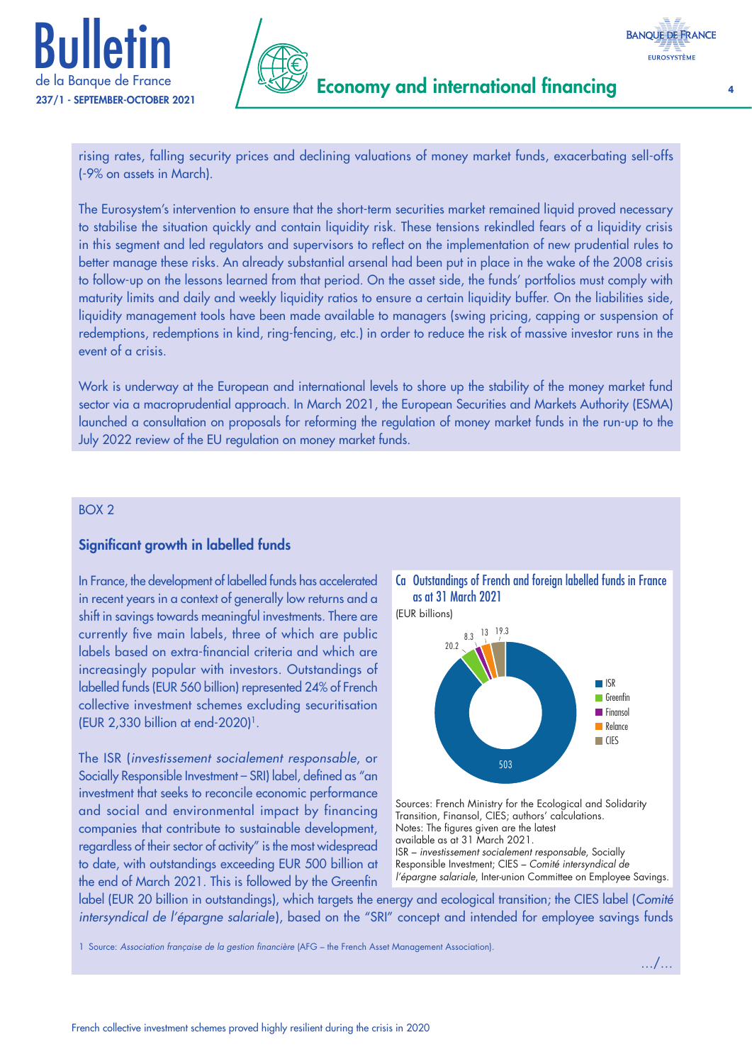rising rates, falling security prices and declining valuations of money market funds, exacerbating sell-offs (-9% on assets in March).

The Eurosystem's intervention to ensure that the short-term securities market remained liquid proved necessary to stabilise the situation quickly and contain liquidity risk. These tensions rekindled fears of a liquidity crisis in this segment and led regulators and supervisors to reflect on the implementation of new prudential rules to better manage these risks. An already substantial arsenal had been put in place in the wake of the 2008 crisis to follow-up on the lessons learned from that period. On the asset side, the funds' portfolios must comply with maturity limits and daily and weekly liquidity ratios to ensure a certain liquidity buffer. On the liabilities side, liquidity management tools have been made available to managers (swing pricing, capping or suspension of redemptions, redemptions in kind, ring-fencing, etc.) in order to reduce the risk of massive investor runs in the event of a crisis.

Work is underway at the European and international levels to shore up the stability of the money market fund sector via a macroprudential approach. In March 2021, the European Securities and Markets Authority (ESMA) launched a consultation on proposals for reforming the regulation of money market funds in the run-up to the July 2022 review of the EU regulation on money market funds.

BOX 2

### Significant growth in labelled funds

In France, the development of labelled funds has accelerated in recent years in a context of generally low returns and a shift in savings towards meaningful investments. There are currently five main labels, three of which are public labels based on extra-financial criteria and which are increasingly popular with investors. Outstandings of labelled funds (EUR 560 billion) represented 24% of French collective investment schemes excluding securitisation (EUR 2,330 billion at end-2020)[1].

The ISR (*investissement socialement responsable*, or Socially Responsible Investment – SRI) label, defined as "an investment that seeks to reconcile economic performance and social and environmental impact by financing companies that contribute to sustainable development, regardless of their sector of activity" is the most widespread to date, with outstandings exceeding EUR 500 billion at the end of March 2021. This is followed by the Greenfin label (EUR 20 billion in outstandings), which targets the energy and ecological transition; the CIES label (*Comité intersyndical de l'épargne salariale*), based on the "SRI" concept and intended for employee savings funds

**Ca Outstandings of French and foreign labelled funds in France as at 31 March 2021**

(EUR billions)

| Label | Outstandings |
|---|---|
| ISR | 503 |
| Greenfin | 20.2 |
| Finansol | 8.3 |
| Relance | 13 |
| CIES | 19.3 |

Sources: French Ministry for the Ecological and Solidarity Transition, Finansol, CIES; authors' calculations.
Notes: The figures given are the latest available as at 31 March 2021.
ISR – *investissement socialement responsable*, Socially Responsible Investment; CIES – *Comité intersyndical de l'épargne salariale*, Inter-union Committee on Employee Savings.

1 Source: *Association française de la gestion financière* (AFG – the French Asset Management Association).

…/…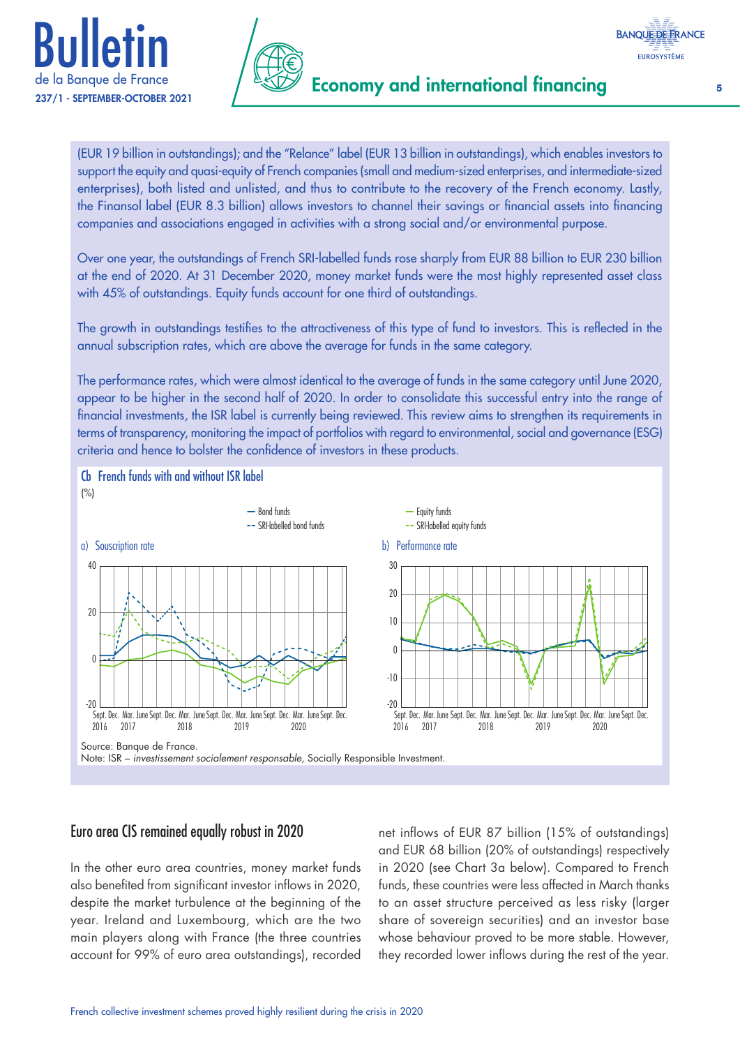(EUR 19 billion in outstandings); and the "Relance" label (EUR 13 billion in outstandings), which enables investors to support the equity and quasi-equity of French companies (small and medium-sized enterprises, and intermediate-sized enterprises), both listed and unlisted, and thus to contribute to the recovery of the French economy. Lastly, the Finansol label (EUR 8.3 billion) allows investors to channel their savings or financial assets into financing companies and associations engaged in activities with a strong social and/or environmental purpose.

Over one year, the outstandings of French SRI-labelled funds rose sharply from EUR 88 billion to EUR 230 billion at the end of 2020. At 31 December 2020, money market funds were the most highly represented asset class with 45% of outstandings. Equity funds account for one third of outstandings.

The growth in outstandings testifies to the attractiveness of this type of fund to investors. This is reflected in the annual subscription rates, which are above the average for funds in the same category.

The performance rates, which were almost identical to the average of funds in the same category until June 2020, appear to be higher in the second half of 2020. In order to consolidate this successful entry into the range of financial investments, the ISR label is currently being reviewed. This review aims to strengthen its requirements in terms of transparency, monitoring the impact of portfolios with regard to environmental, social and governance (ESG) criteria and hence to bolster the confidence of investors in these products.

**Cb French funds with and without ISR label**

(%)

Source: Banque de France.
Note: ISR – *investissement socialement responsable*, Socially Responsible Investment.

## Euro area CIS remained equally robust in 2020

In the other euro area countries, money market funds also benefited from significant investor inflows in 2020, despite the market turbulence at the beginning of the year. Ireland and Luxembourg, which are the two main players along with France (the three countries account for 99% of euro area outstandings), recorded net inflows of EUR 87 billion (15% of outstandings) and EUR 68 billion (20% of outstandings) respectively in 2020 (see Chart 3a below). Compared to French funds, these countries were less affected in March thanks to an asset structure perceived as less risky (larger share of sovereign securities) and an investor base whose behaviour proved to be more stable. However, they recorded lower inflows during the rest of the year.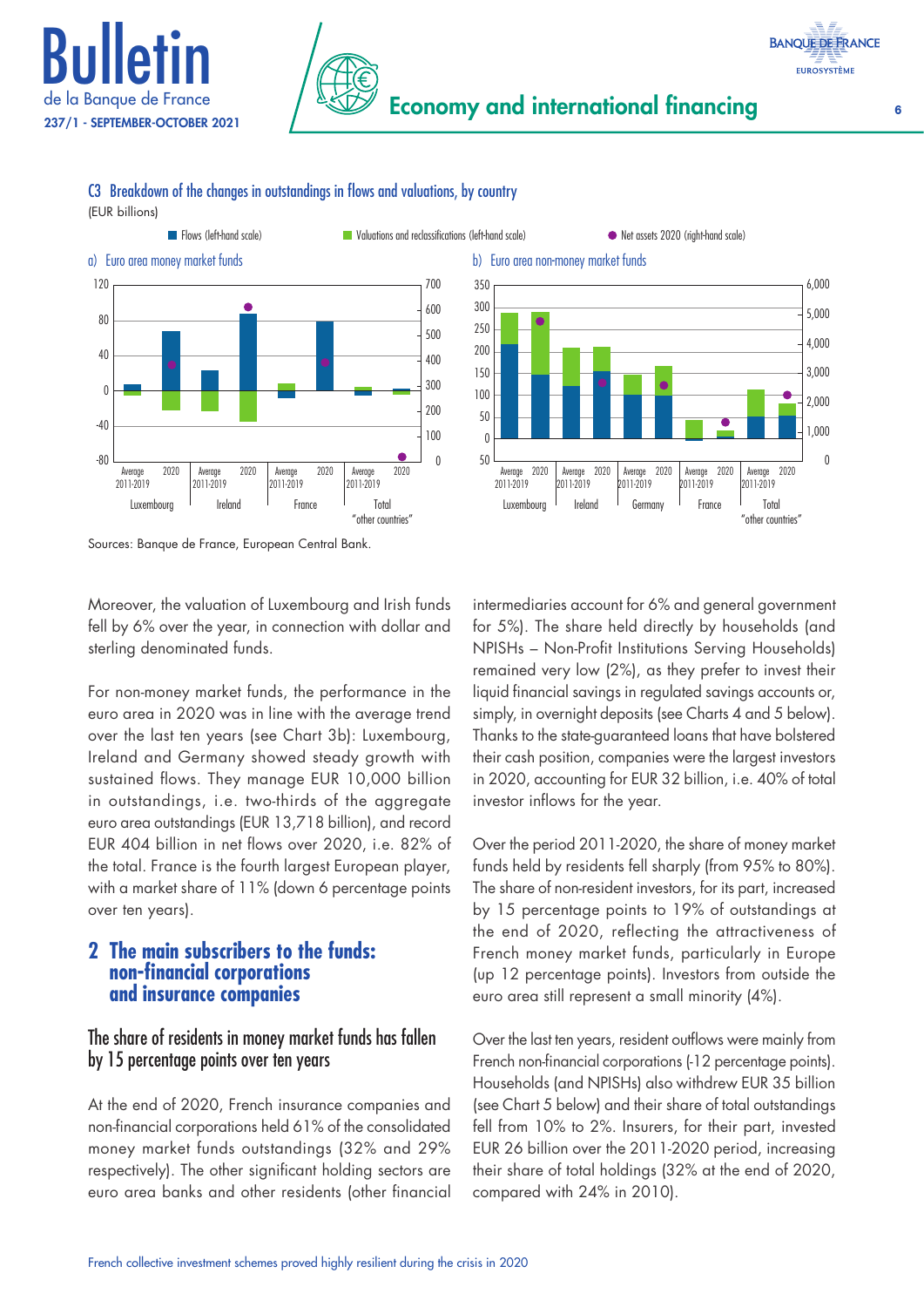C3 Breakdown of the changes in outstandings in flows and valuations, by country
(EUR billions)

Flows (left-hand scale) | Valuations and reclassifications (left-hand scale) | Net assets 2020 (right-hand scale)

a) Euro area money market funds

b) Euro area non-money market funds

Sources: Banque de France, European Central Bank.

Moreover, the valuation of Luxembourg and Irish funds fell by 6% over the year, in connection with dollar and sterling denominated funds.

For non-money market funds, the performance in the euro area in 2020 was in line with the average trend over the last ten years (see Chart 3b): Luxembourg, Ireland and Germany showed steady growth with sustained flows. They manage EUR 10,000 billion in outstandings, i.e. two-thirds of the aggregate euro area outstandings (EUR 13,718 billion), and record EUR 404 billion in net flows over 2020, i.e. 82% of the total. France is the fourth largest European player, with a market share of 11% (down 6 percentage points over ten years).

## 2 The main subscribers to the funds: non-financial corporations and insurance companies

### The share of residents in money market funds has fallen by 15 percentage points over ten years

At the end of 2020, French insurance companies and non-financial corporations held 61% of the consolidated money market funds outstandings (32% and 29% respectively). The other significant holding sectors are euro area banks and other residents (other financial intermediaries account for 6% and general government for 5%). The share held directly by households (and NPISHs – Non-Profit Institutions Serving Households) remained very low (2%), as they prefer to invest their liquid financial savings in regulated savings accounts or, simply, in overnight deposits (see Charts 4 and 5 below). Thanks to the state-guaranteed loans that have bolstered their cash position, companies were the largest investors in 2020, accounting for EUR 32 billion, i.e. 40% of total investor inflows for the year.

Over the period 2011-2020, the share of money market funds held by residents fell sharply (from 95% to 80%). The share of non-resident investors, for its part, increased by 15 percentage points to 19% of outstandings at the end of 2020, reflecting the attractiveness of French money market funds, particularly in Europe (up 12 percentage points). Investors from outside the euro area still represent a small minority (4%).

Over the last ten years, resident outflows were mainly from French non-financial corporations (-12 percentage points). Households (and NPISHs) also withdrew EUR 35 billion (see Chart 5 below) and their share of total outstandings fell from 10% to 2%. Insurers, for their part, invested EUR 26 billion over the 2011-2020 period, increasing their share of total holdings (32% at the end of 2020, compared with 24% in 2010).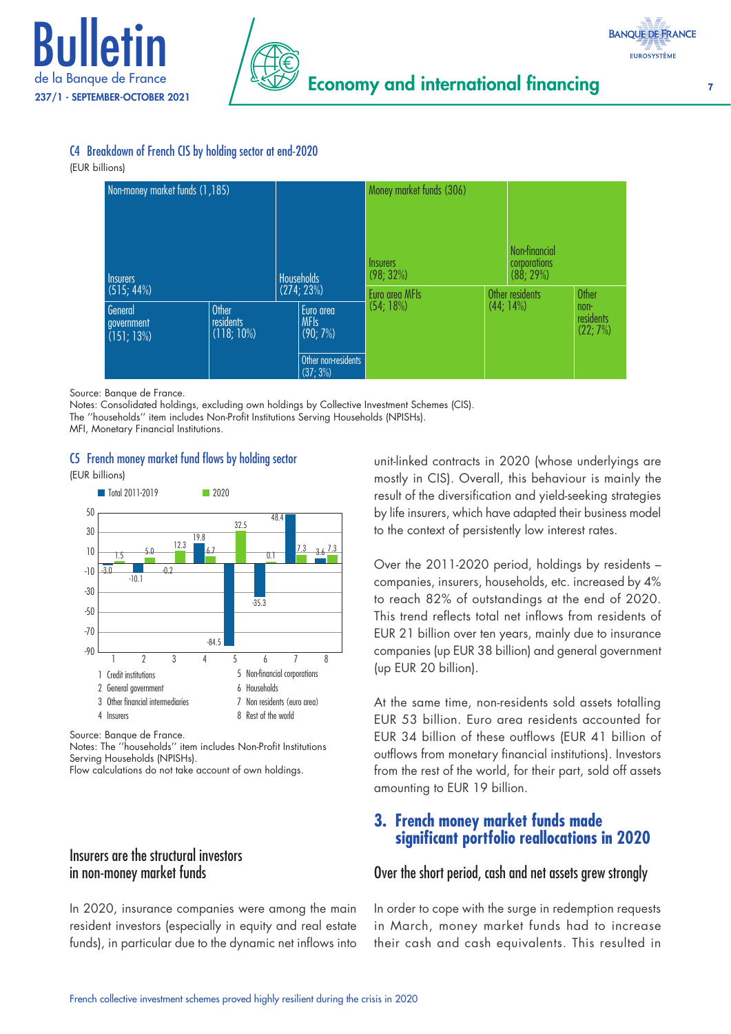### C4 Breakdown of French CIS by holding sector at end-2020

(EUR billions)

| Non-money market funds (1,185) | | | | | |
|---|---|---|---|---|---|
| Insurers (515; 44%) | Households (274; 23%) | General government (151; 13%) | Other residents (118; 10%) | Euro area MFIs (90; 7%) | Other non-residents (37; 3%) |

| Money market funds (306) | | | | |
|---|---|---|---|---|
| Insurers (98; 32%) | Non-financial corporations (88; 29%) | Euro area MFIs (54; 18%) | Other residents (44; 14%) | Other non-residents (22; 7%) |

Source: Banque de France.
Notes: Consolidated holdings, excluding own holdings by Collective Investment Schemes (CIS).
The "households" item includes Non-Profit Institutions Serving Households (NPISHs).
MFI, Monetary Financial Institutions.

### C5 French money market fund flows by holding sector

(EUR billions)

| | Total 2011-2019 | 2020 |
|---|---|---|
| 1 Credit institutions | -3.0 | 1.5 |
| 2 General government | -10.1 | 5.0 |
| 3 Other financial intermediaries | -0.2 | 12.3 |
| 4 Insurers | 19.8 | 6.7 |
| 5 Non-financial corporations | -84.5 | 32.5 |
| 6 Households | -35.3 | 0.1 |
| 7 Non residents (euro area) | 48.4 | 7.3 |
| 8 Rest of the world | 3.6 | 7.3 |

Source: Banque de France.
Notes: The "households" item includes Non-Profit Institutions Serving Households (NPISHs).
Flow calculations do not take account of own holdings.

## Insurers are the structural investors in non-money market funds

In 2020, insurance companies were among the main resident investors (especially in equity and real estate funds), in particular due to the dynamic net inflows into unit-linked contracts in 2020 (whose underlyings are mostly in CIS). Overall, this behaviour is mainly the result of the diversification and yield-seeking strategies by life insurers, which have adapted their business model to the context of persistently low interest rates.

Over the 2011-2020 period, holdings by residents – companies, insurers, households, etc. increased by 4% to reach 82% of outstandings at the end of 2020. This trend reflects total net inflows from residents of EUR 21 billion over ten years, mainly due to insurance companies (up EUR 38 billion) and general government (up EUR 20 billion).

At the same time, non-residents sold assets totalling EUR 53 billion. Euro area residents accounted for EUR 34 billion of these outflows (EUR 41 billion of outflows from monetary financial institutions). Investors from the rest of the world, for their part, sold off assets amounting to EUR 19 billion.

## 3. French money market funds made significant portfolio reallocations in 2020

### Over the short period, cash and net assets grew strongly

In order to cope with the surge in redemption requests in March, money market funds had to increase their cash and cash equivalents. This resulted in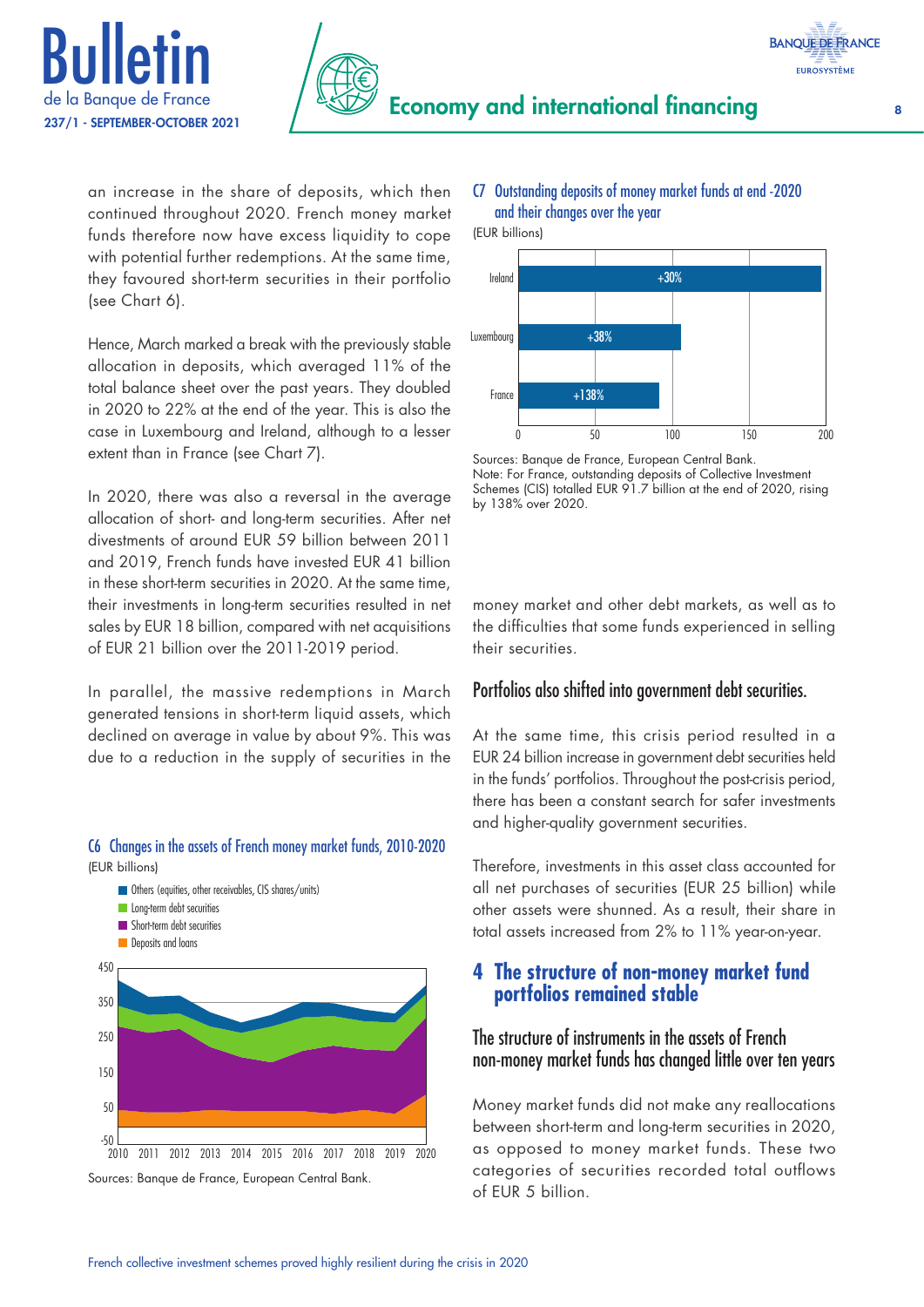an increase in the share of deposits, which then continued throughout 2020. French money market funds therefore now have excess liquidity to cope with potential further redemptions. At the same time, they favoured short-term securities in their portfolio (see Chart 6).

Hence, March marked a break with the previously stable allocation in deposits, which averaged 11% of the total balance sheet over the past years. They doubled in 2020 to 22% at the end of the year. This is also the case in Luxembourg and Ireland, although to a lesser extent than in France (see Chart 7).

In 2020, there was also a reversal in the average allocation of short- and long-term securities. After net divestments of around EUR 59 billion between 2011 and 2019, French funds have invested EUR 41 billion in these short-term securities in 2020. At the same time, their investments in long-term securities resulted in net sales by EUR 18 billion, compared with net acquisitions of EUR 21 billion over the 2011-2019 period.

In parallel, the massive redemptions in March generated tensions in short-term liquid assets, which declined on average in value by about 9%. This was due to a reduction in the supply of securities in the money market and other debt markets, as well as to the difficulties that some funds experienced in selling their securities.

**C6 Changes in the assets of French money market funds, 2010-2020**
(EUR billions)

- Others (equities, other receivables, CIS shares/units)
- Long-term debt securities
- Short-term debt securities
- Deposits and loans

Sources: Banque de France, European Central Bank.

**C7 Outstanding deposits of money market funds at end -2020 and their changes over the year**
(EUR billions)

| | Change |
|---|---|
| Ireland | +30% |
| Luxembourg | +38% |
| France | +138% |

Sources: Banque de France, European Central Bank.
Note: For France, outstanding deposits of Collective Investment Schemes (CIS) totalled EUR 91.7 billion at the end of 2020, rising by 138% over 2020.

### Portfolios also shifted into government debt securities.

At the same time, this crisis period resulted in a EUR 24 billion increase in government debt securities held in the funds' portfolios. Throughout the post-crisis period, there has been a constant search for safer investments and higher-quality government securities.

Therefore, investments in this asset class accounted for all net purchases of securities (EUR 25 billion) while other assets were shunned. As a result, their share in total assets increased from 2% to 11% year-on-year.

## 4 The structure of non-money market fund portfolios remained stable

### The structure of instruments in the assets of French non-money market funds has changed little over ten years

Money market funds did not make any reallocations between short-term and long-term securities in 2020, as opposed to money market funds. These two categories of securities recorded total outflows of EUR 5 billion.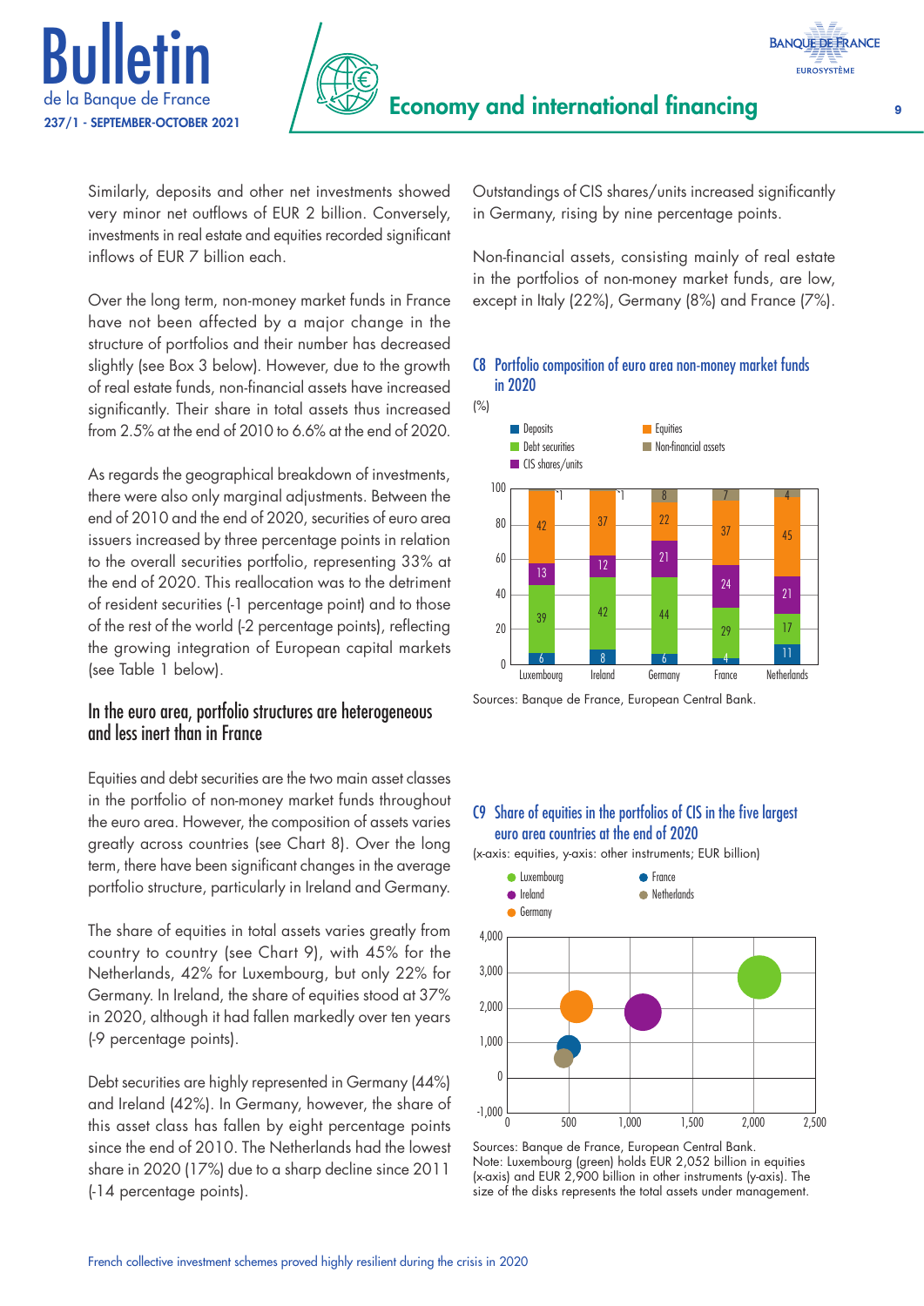Similarly, deposits and other net investments showed very minor net outflows of EUR 2 billion. Conversely, investments in real estate and equities recorded significant inflows of EUR 7 billion each.

Over the long term, non-money market funds in France have not been affected by a major change in the structure of portfolios and their number has decreased slightly (see Box 3 below). However, due to the growth of real estate funds, non-financial assets have increased significantly. Their share in total assets thus increased from 2.5% at the end of 2010 to 6.6% at the end of 2020.

As regards the geographical breakdown of investments, there were also only marginal adjustments. Between the end of 2010 and the end of 2020, securities of euro area issuers increased by three percentage points in relation to the overall securities portfolio, representing 33% at the end of 2020. This reallocation was to the detriment of resident securities (-1 percentage point) and to those of the rest of the world (-2 percentage points), reflecting the growing integration of European capital markets (see Table 1 below).

## In the euro area, portfolio structures are heterogeneous and less inert than in France

Equities and debt securities are the two main asset classes in the portfolio of non-money market funds throughout the euro area. However, the composition of assets varies greatly across countries (see Chart 8). Over the long term, there have been significant changes in the average portfolio structure, particularly in Ireland and Germany.

The share of equities in total assets varies greatly from country to country (see Chart 9), with 45% for the Netherlands, 42% for Luxembourg, but only 22% for Germany. In Ireland, the share of equities stood at 37% in 2020, although it had fallen markedly over ten years (-9 percentage points).

Debt securities are highly represented in Germany (44%) and Ireland (42%). In Germany, however, the share of this asset class has fallen by eight percentage points since the end of 2010. The Netherlands had the lowest share in 2020 (17%) due to a sharp decline since 2011 (-14 percentage points).

Outstandings of CIS shares/units increased significantly in Germany, rising by nine percentage points.

Non-financial assets, consisting mainly of real estate in the portfolios of non-money market funds, are low, except in Italy (22%), Germany (8%) and France (7%).

### C8 Portfolio composition of euro area non-money market funds in 2020

(%)

| | Luxembourg | Ireland | Germany | France | Netherlands |
|---|---|---|---|---|---|
| Deposits | 6 | 8 | 6 | 4 | 11 |
| Debt securities | 39 | 42 | 44 | 29 | 17 |
| CIS shares/units | 13 | 12 | 21 | 24 | 21 |
| Equities | 42 | 37 | 22 | 37 | 45 |
| Non-financial assets | 1 | 1 | 8 | 7 | 4 |

Sources: Banque de France, European Central Bank.

### C9 Share of equities in the portfolios of CIS in the five largest euro area countries at the end of 2020

(x-axis: equities, y-axis: other instruments; EUR billion)

Legend: Luxembourg, Ireland, Germany, France, Netherlands

Sources: Banque de France, European Central Bank.
Note: Luxembourg (green) holds EUR 2,052 billion in equities (x-axis) and EUR 2,900 billion in other instruments (y-axis). The size of the disks represents the total assets under management.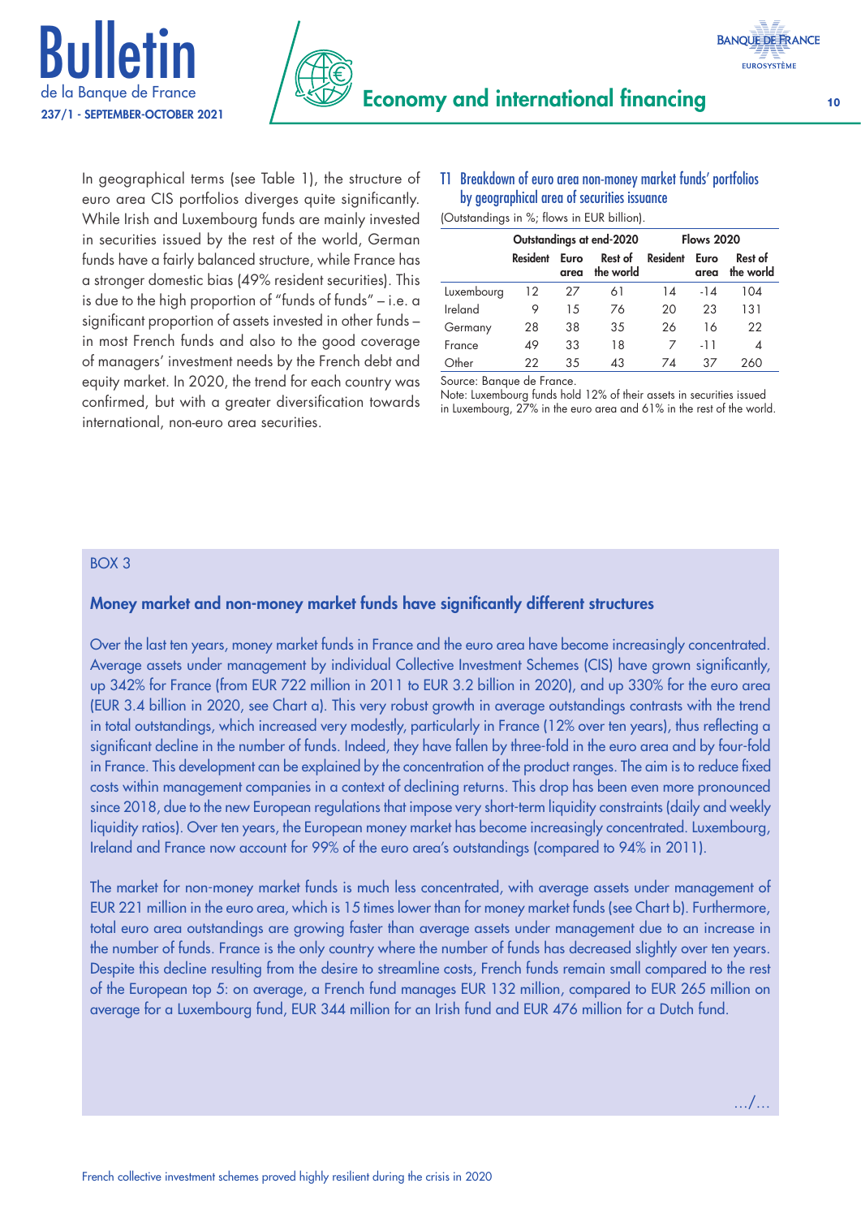In geographical terms (see Table 1), the structure of euro area CIS portfolios diverges quite significantly. While Irish and Luxembourg funds are mainly invested in securities issued by the rest of the world, German funds have a fairly balanced structure, while France has a stronger domestic bias (49% resident securities). This is due to the high proportion of "funds of funds" – i.e. a significant proportion of assets invested in other funds – in most French funds and also to the good coverage of managers' investment needs by the French debt and equity market. In 2020, the trend for each country was confirmed, but with a greater diversification towards international, non-euro area securities.

## T1 Breakdown of euro area non-money market funds' portfolios by geographical area of securities issuance

(Outstandings in %; flows in EUR billion)

| | Outstandings at end-2020 | | | Flows 2020 | | |
|---|---|---|---|---|---|---|
| | Resident | Euro area | Rest of the world | Resident | Euro area | Rest of the world |
| Luxembourg | 12 | 27 | 61 | 14 | -14 | 104 |
| Ireland | 9 | 15 | 76 | 20 | 23 | 131 |
| Germany | 28 | 38 | 35 | 26 | 16 | 22 |
| France | 49 | 33 | 18 | 7 | -11 | 4 |
| Other | 22 | 35 | 43 | 74 | 37 | 260 |

Source: Banque de France.
Note: Luxembourg funds hold 12% of their assets in securities issued in Luxembourg, 27% in the euro area and 61% in the rest of the world.

BOX 3

### Money market and non-money market funds have significantly different structures

Over the last ten years, money market funds in France and the euro area have become increasingly concentrated. Average assets under management by individual Collective Investment Schemes (CIS) have grown significantly, up 342% for France (from EUR 722 million in 2011 to EUR 3.2 billion in 2020), and up 330% for the euro area (EUR 3.4 billion in 2020, see Chart a). This very robust growth in average outstandings contrasts with the trend in total outstandings, which increased very modestly, particularly in France (12% over ten years), thus reflecting a significant decline in the number of funds. Indeed, they have fallen by three-fold in the euro area and by four-fold in France. This development can be explained by the concentration of the product ranges. The aim is to reduce fixed costs within management companies in a context of declining returns. This drop has been even more pronounced since 2018, due to the new European regulations that impose very short-term liquidity constraints (daily and weekly liquidity ratios). Over ten years, the European money market has become increasingly concentrated. Luxembourg, Ireland and France now account for 99% of the euro area's outstandings (compared to 94% in 2011).

The market for non-money market funds is much less concentrated, with average assets under management of EUR 221 million in the euro area, which is 15 times lower than for money market funds (see Chart b). Furthermore, total euro area outstandings are growing faster than average assets under management due to an increase in the number of funds. France is the only country where the number of funds has decreased slightly over ten years. Despite this decline resulting from the desire to streamline costs, French funds remain small compared to the rest of the European top 5: on average, a French fund manages EUR 132 million, compared to EUR 265 million on average for a Luxembourg fund, EUR 344 million for an Irish fund and EUR 476 million for a Dutch fund.

…/…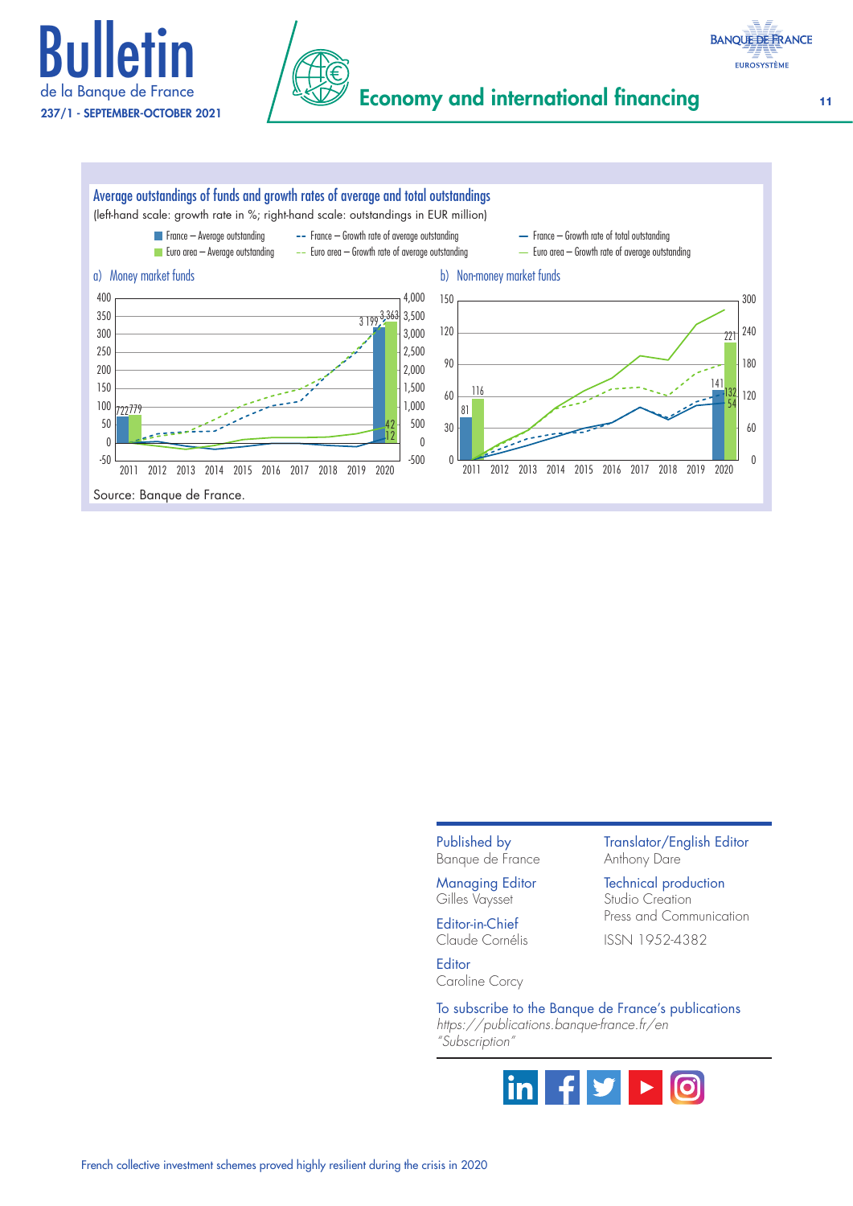## Average outstandings of funds and growth rates of average and total outstandings

(left-hand scale: growth rate in %; right-hand scale: outstandings in EUR million)

France – Average outstanding
Euro area – Average outstanding
France – Growth rate of average outstanding
Euro area – Growth rate of average outstanding
France – Growth rate of total outstanding
Euro area – Growth rate of average outstanding

a) Money market funds

400, 350, 300, 250, 200, 150, 100, 50, 0, -50
4,000, 3,500, 3,000, 2,500, 2,000, 1,500, 1,000, 500, 0, -500
2011 2012 2013 2014 2015 2016 2017 2018 2019 2020
722 779
3 199 3,363
42
12

b) Non-money market funds

150, 120, 90, 60, 30, 0
300, 240, 180, 120, 60, 0
2011 2012 2013 2014 2015 2016 2017 2018 2019 2020
81 116
141 132
54
221

Source: Banque de France.

---

Published by
Banque de France

Managing Editor
Gilles Vaysset

Editor-in-Chief
Claude Cornélis

Editor
Caroline Corcy

Translator/English Editor
Anthony Dare

Technical production
Studio Creation
Press and Communication

ISSN 1952-4382

To subscribe to the Banque de France's publications
*https://publications.banque-france.fr/en*
*"Subscription"*